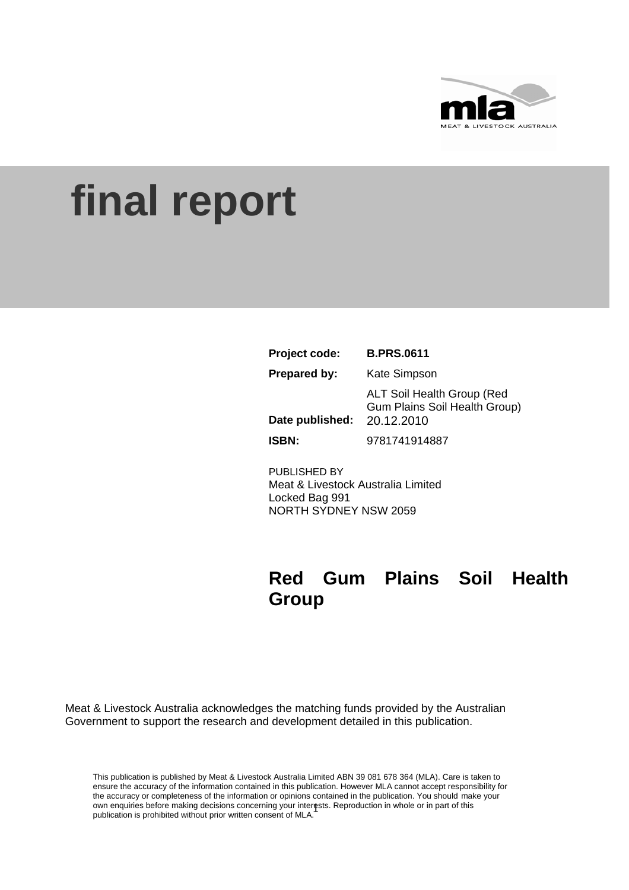# final report

| | |
|---|---|
| **Project code:** | **B.PRS.0611** |
| **Prepared by:** | Kate Simpson<br>ALT Soil Health Group (Red Gum Plains Soil Health Group) |
| **Date published:** | 20.12.2010 |
| **ISBN:** | 9781741914887 |

PUBLISHED BY
Meat & Livestock Australia Limited
Locked Bag 991
NORTH SYDNEY NSW 2059

## Red Gum Plains Soil Health Group

Meat & Livestock Australia acknowledges the matching funds provided by the Australian Government to support the research and development detailed in this publication.

This publication is published by Meat & Livestock Australia Limited ABN 39 081 678 364 (MLA). Care is taken to ensure the accuracy of the information contained in this publication. However MLA cannot accept responsibility for the accuracy or completeness of the information or opinions contained in the publication. You should make your own enquiries before making decisions concerning your interests. Reproduction in whole or in part of this publication is prohibited without prior written consent of MLA.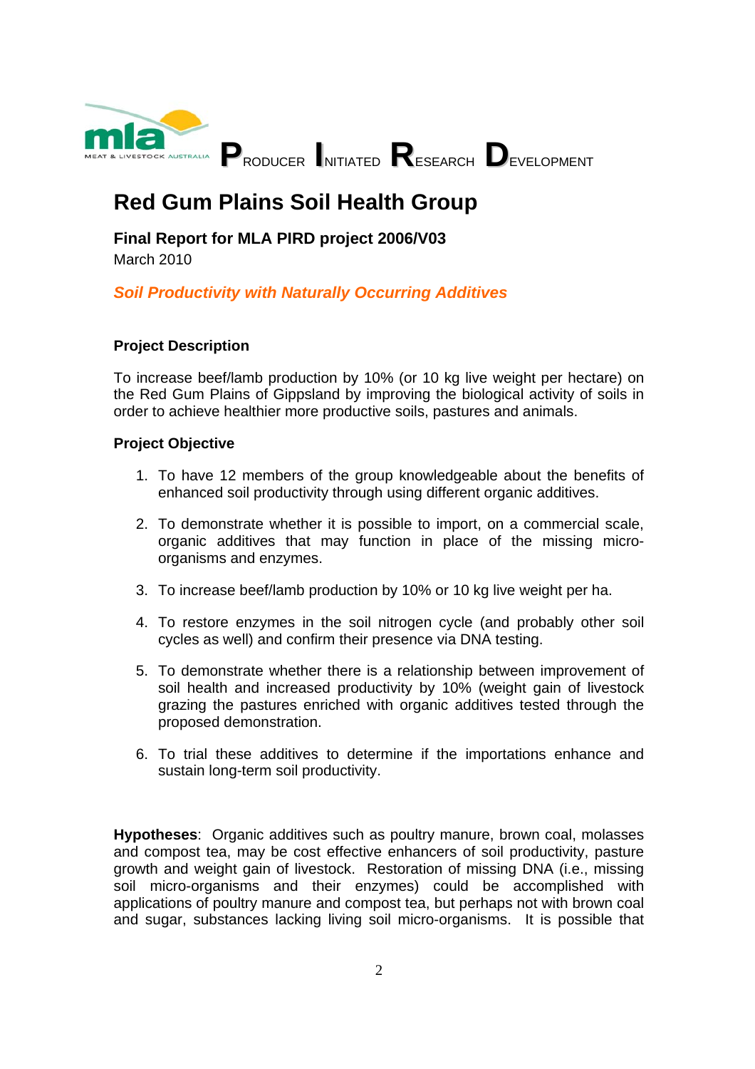**PRODUCER INITIATED RESEARCH DEVELOPMENT**

# Red Gum Plains Soil Health Group

**Final Report for MLA PIRD project 2006/V03**
March 2010

***Soil Productivity with Naturally Occurring Additives***

### Project Description

To increase beef/lamb production by 10% (or 10 kg live weight per hectare) on the Red Gum Plains of Gippsland by improving the biological activity of soils in order to achieve healthier more productive soils, pastures and animals.

### Project Objective

1. To have 12 members of the group knowledgeable about the benefits of enhanced soil productivity through using different organic additives.
2. To demonstrate whether it is possible to import, on a commercial scale, organic additives that may function in place of the missing micro-organisms and enzymes.
3. To increase beef/lamb production by 10% or 10 kg live weight per ha.
4. To restore enzymes in the soil nitrogen cycle (and probably other soil cycles as well) and confirm their presence via DNA testing.
5. To demonstrate whether there is a relationship between improvement of soil health and increased productivity by 10% (weight gain of livestock grazing the pastures enriched with organic additives tested through the proposed demonstration.
6. To trial these additives to determine if the importations enhance and sustain long-term soil productivity.

**Hypotheses**: Organic additives such as poultry manure, brown coal, molasses and compost tea, may be cost effective enhancers of soil productivity, pasture growth and weight gain of livestock. Restoration of missing DNA (i.e., missing soil micro-organisms and their enzymes) could be accomplished with applications of poultry manure and compost tea, but perhaps not with brown coal and sugar, substances lacking living soil micro-organisms. It is possible that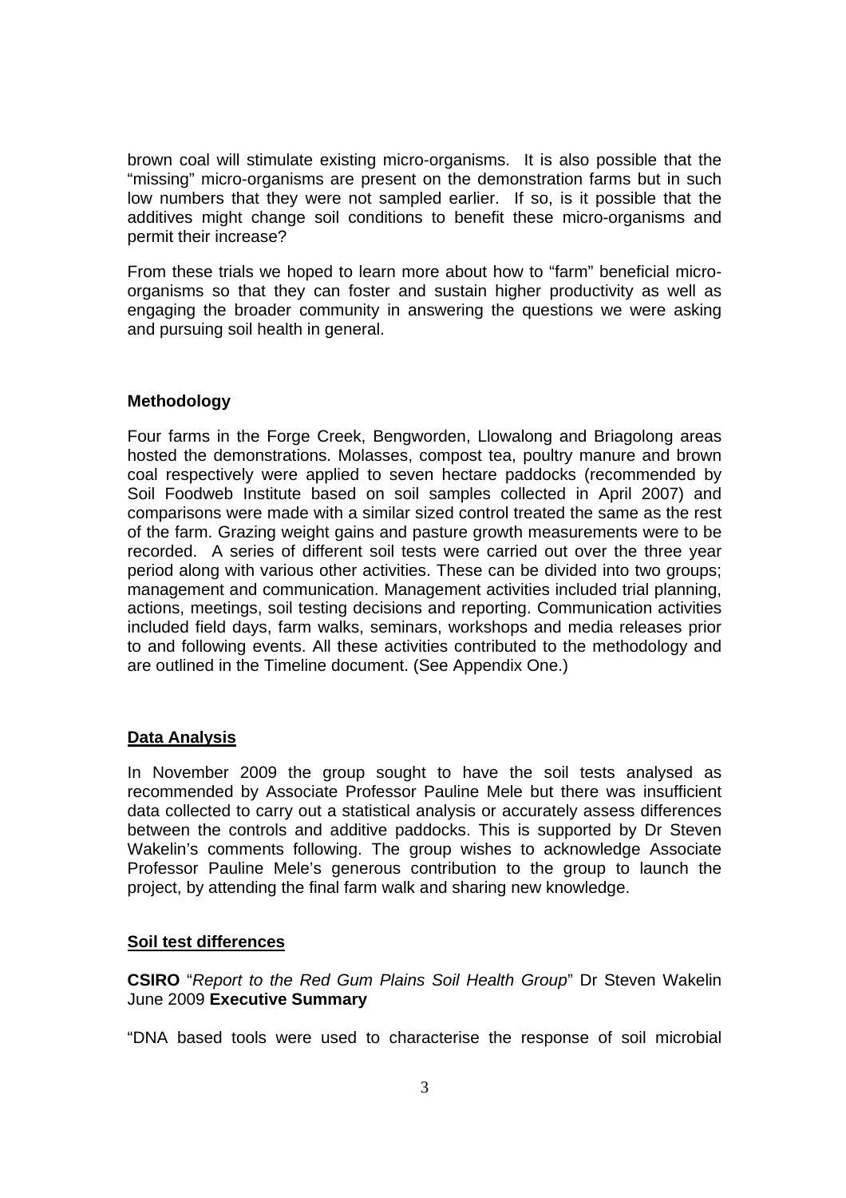brown coal will stimulate existing micro-organisms. It is also possible that the "missing" micro-organisms are present on the demonstration farms but in such low numbers that they were not sampled earlier. If so, is it possible that the additives might change soil conditions to benefit these micro-organisms and permit their increase?

From these trials we hoped to learn more about how to "farm" beneficial micro-organisms so that they can foster and sustain higher productivity as well as engaging the broader community in answering the questions we were asking and pursuing soil health in general.

**Methodology**

Four farms in the Forge Creek, Bengworden, Llowalong and Briagolong areas hosted the demonstrations. Molasses, compost tea, poultry manure and brown coal respectively were applied to seven hectare paddocks (recommended by Soil Foodweb Institute based on soil samples collected in April 2007) and comparisons were made with a similar sized control treated the same as the rest of the farm. Grazing weight gains and pasture growth measurements were to be recorded. A series of different soil tests were carried out over the three year period along with various other activities. These can be divided into two groups; management and communication. Management activities included trial planning, actions, meetings, soil testing decisions and reporting. Communication activities included field days, farm walks, seminars, workshops and media releases prior to and following events. All these activities contributed to the methodology and are outlined in the Timeline document. (See Appendix One.)

**Data Analysis**

In November 2009 the group sought to have the soil tests analysed as recommended by Associate Professor Pauline Mele but there was insufficient data collected to carry out a statistical analysis or accurately assess differences between the controls and additive paddocks. This is supported by Dr Steven Wakelin's comments following. The group wishes to acknowledge Associate Professor Pauline Mele's generous contribution to the group to launch the project, by attending the final farm walk and sharing new knowledge.

**Soil test differences**

**CSIRO** "*Report to the Red Gum Plains Soil Health Group*" Dr Steven Wakelin June 2009 **Executive Summary**

"DNA based tools were used to characterise the response of soil microbial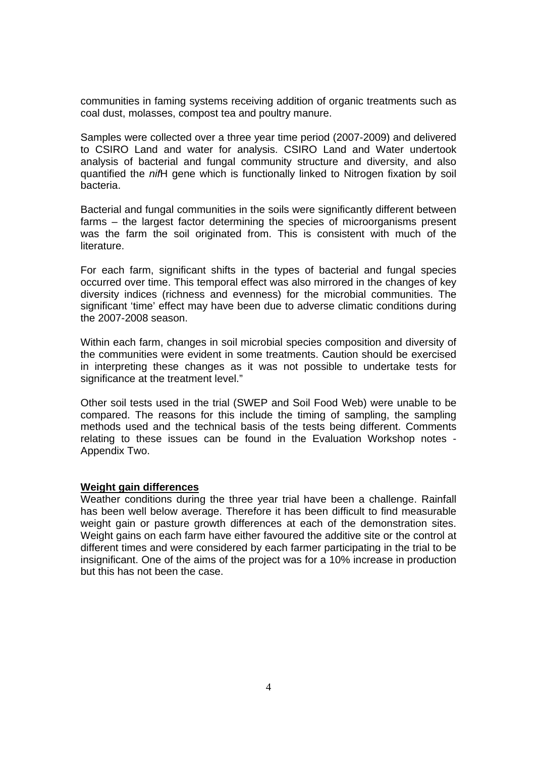communities in faming systems receiving addition of organic treatments such as coal dust, molasses, compost tea and poultry manure.

Samples were collected over a three year time period (2007-2009) and delivered to CSIRO Land and water for analysis. CSIRO Land and Water undertook analysis of bacterial and fungal community structure and diversity, and also quantified the *nif*H gene which is functionally linked to Nitrogen fixation by soil bacteria.

Bacterial and fungal communities in the soils were significantly different between farms – the largest factor determining the species of microorganisms present was the farm the soil originated from. This is consistent with much of the literature.

For each farm, significant shifts in the types of bacterial and fungal species occurred over time. This temporal effect was also mirrored in the changes of key diversity indices (richness and evenness) for the microbial communities. The significant 'time' effect may have been due to adverse climatic conditions during the 2007-2008 season.

Within each farm, changes in soil microbial species composition and diversity of the communities were evident in some treatments. Caution should be exercised in interpreting these changes as it was not possible to undertake tests for significance at the treatment level."

Other soil tests used in the trial (SWEP and Soil Food Web) were unable to be compared. The reasons for this include the timing of sampling, the sampling methods used and the technical basis of the tests being different. Comments relating to these issues can be found in the Evaluation Workshop notes - Appendix Two.

**Weight gain differences**

Weather conditions during the three year trial have been a challenge. Rainfall has been well below average. Therefore it has been difficult to find measurable weight gain or pasture growth differences at each of the demonstration sites. Weight gains on each farm have either favoured the additive site or the control at different times and were considered by each farmer participating in the trial to be insignificant. One of the aims of the project was for a 10% increase in production but this has not been the case.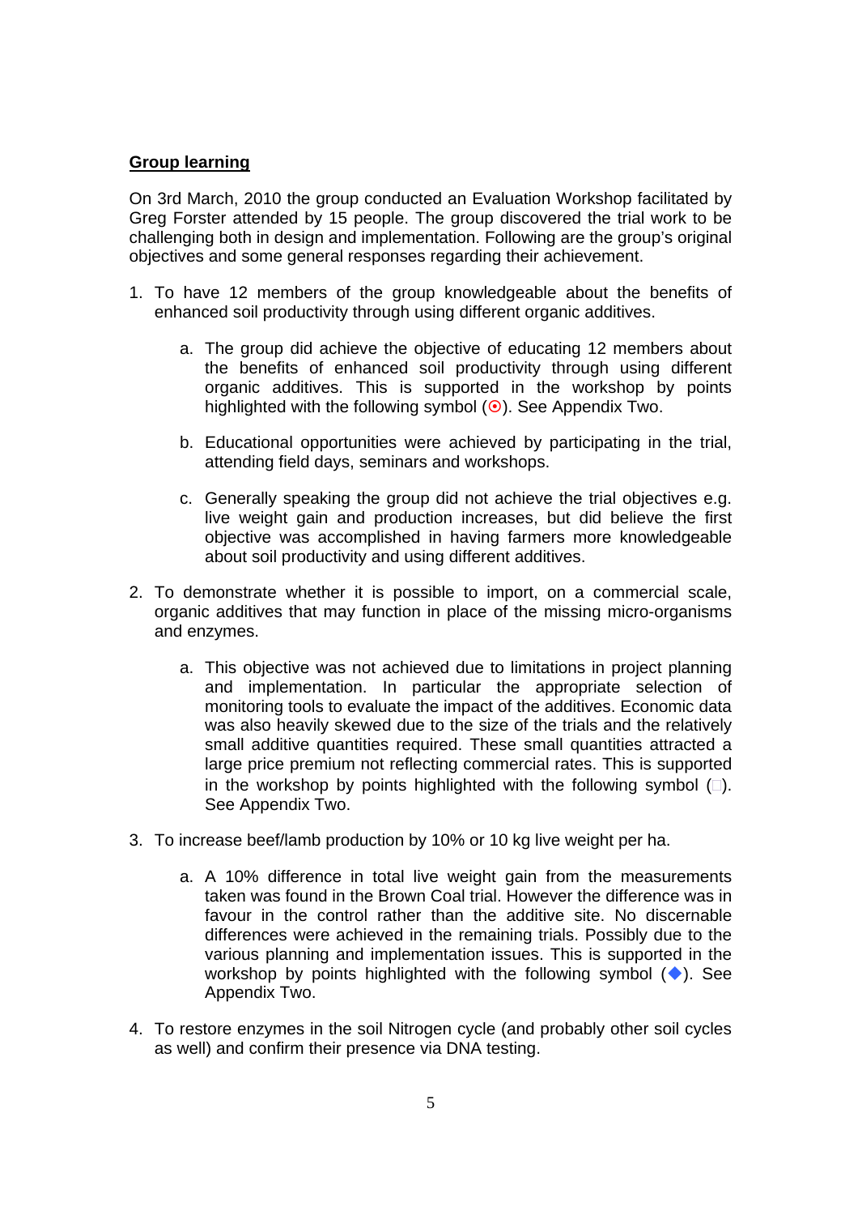**Group learning**

On 3rd March, 2010 the group conducted an Evaluation Workshop facilitated by Greg Forster attended by 15 people. The group discovered the trial work to be challenging both in design and implementation. Following are the group's original objectives and some general responses regarding their achievement.

1. To have 12 members of the group knowledgeable about the benefits of enhanced soil productivity through using different organic additives.

    a. The group did achieve the objective of educating 12 members about the benefits of enhanced soil productivity through using different organic additives. This is supported in the workshop by points highlighted with the following symbol (⊙). See Appendix Two.

    b. Educational opportunities were achieved by participating in the trial, attending field days, seminars and workshops.

    c. Generally speaking the group did not achieve the trial objectives e.g. live weight gain and production increases, but did believe the first objective was accomplished in having farmers more knowledgeable about soil productivity and using different additives.

2. To demonstrate whether it is possible to import, on a commercial scale, organic additives that may function in place of the missing micro-organisms and enzymes.

    a. This objective was not achieved due to limitations in project planning and implementation. In particular the appropriate selection of monitoring tools to evaluate the impact of the additives. Economic data was also heavily skewed due to the size of the trials and the relatively small additive quantities required. These small quantities attracted a large price premium not reflecting commercial rates. This is supported in the workshop by points highlighted with the following symbol (□). See Appendix Two.

3. To increase beef/lamb production by 10% or 10 kg live weight per ha.

    a. A 10% difference in total live weight gain from the measurements taken was found in the Brown Coal trial. However the difference was in favour in the control rather than the additive site. No discernable differences were achieved in the remaining trials. Possibly due to the various planning and implementation issues. This is supported in the workshop by points highlighted with the following symbol (◆). See Appendix Two.

4. To restore enzymes in the soil Nitrogen cycle (and probably other soil cycles as well) and confirm their presence via DNA testing.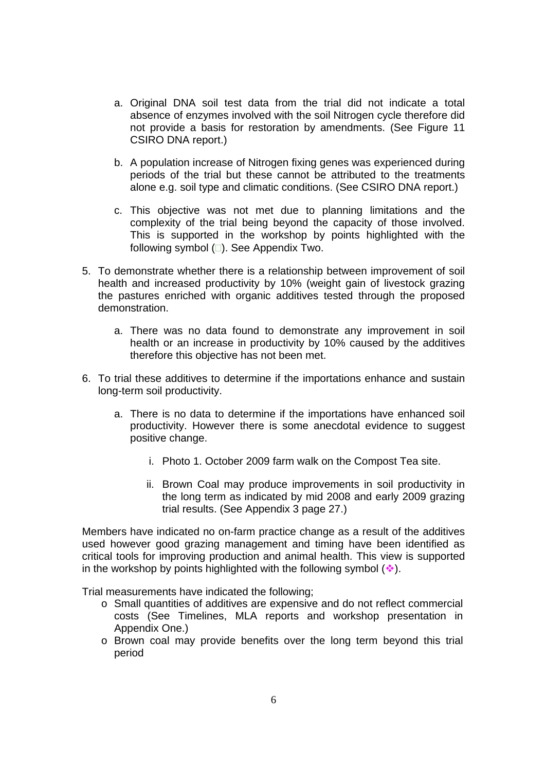a. Original DNA soil test data from the trial did not indicate a total absence of enzymes involved with the soil Nitrogen cycle therefore did not provide a basis for restoration by amendments. (See Figure 11 CSIRO DNA report.)

   b. A population increase of Nitrogen fixing genes was experienced during periods of the trial but these cannot be attributed to the treatments alone e.g. soil type and climatic conditions. (See CSIRO DNA report.)

   c. This objective was not met due to planning limitations and the complexity of the trial being beyond the capacity of those involved. This is supported in the workshop by points highlighted with the following symbol (□). See Appendix Two.

5. To demonstrate whether there is a relationship between improvement of soil health and increased productivity by 10% (weight gain of livestock grazing the pastures enriched with organic additives tested through the proposed demonstration.

   a. There was no data found to demonstrate any improvement in soil health or an increase in productivity by 10% caused by the additives therefore this objective has not been met.

6. To trial these additives to determine if the importations enhance and sustain long-term soil productivity.

   a. There is no data to determine if the importations have enhanced soil productivity. However there is some anecdotal evidence to suggest positive change.

      i. Photo 1. October 2009 farm walk on the Compost Tea site.

      ii. Brown Coal may produce improvements in soil productivity in the long term as indicated by mid 2008 and early 2009 grazing trial results. (See Appendix 3 page 27.)

Members have indicated no on-farm practice change as a result of the additives used however good grazing management and timing have been identified as critical tools for improving production and animal health. This view is supported in the workshop by points highlighted with the following symbol (❖).

Trial measurements have indicated the following;

- Small quantities of additives are expensive and do not reflect commercial costs (See Timelines, MLA reports and workshop presentation in Appendix One.)
- Brown coal may provide benefits over the long term beyond this trial period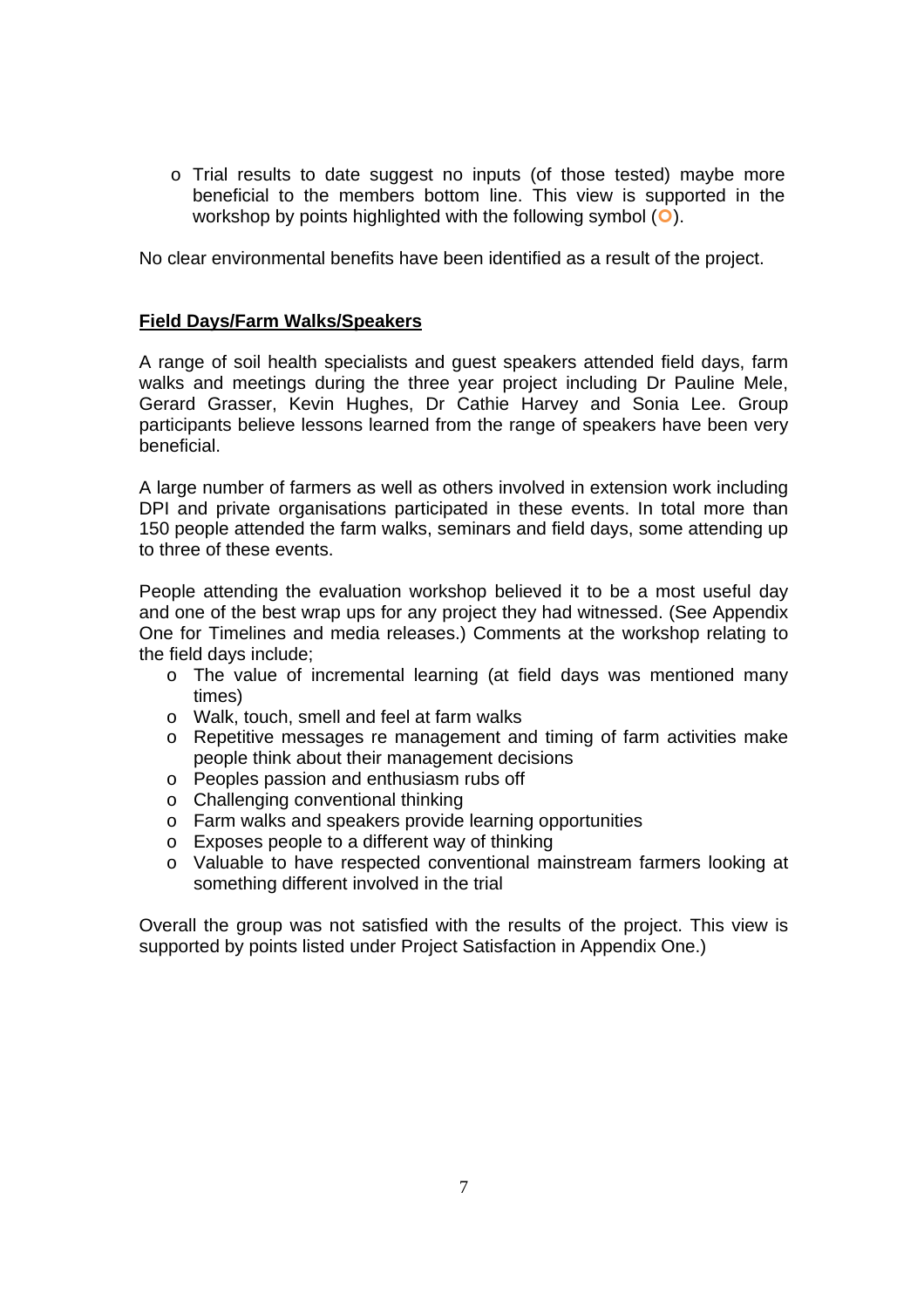- Trial results to date suggest no inputs (of those tested) maybe more beneficial to the members bottom line. This view is supported in the workshop by points highlighted with the following symbol (○).

No clear environmental benefits have been identified as a result of the project.

**Field Days/Farm Walks/Speakers**

A range of soil health specialists and guest speakers attended field days, farm walks and meetings during the three year project including Dr Pauline Mele, Gerard Grasser, Kevin Hughes, Dr Cathie Harvey and Sonia Lee. Group participants believe lessons learned from the range of speakers have been very beneficial.

A large number of farmers as well as others involved in extension work including DPI and private organisations participated in these events. In total more than 150 people attended the farm walks, seminars and field days, some attending up to three of these events.

People attending the evaluation workshop believed it to be a most useful day and one of the best wrap ups for any project they had witnessed. (See Appendix One for Timelines and media releases.) Comments at the workshop relating to the field days include;

- The value of incremental learning (at field days was mentioned many times)
- Walk, touch, smell and feel at farm walks
- Repetitive messages re management and timing of farm activities make people think about their management decisions
- Peoples passion and enthusiasm rubs off
- Challenging conventional thinking
- Farm walks and speakers provide learning opportunities
- Exposes people to a different way of thinking
- Valuable to have respected conventional mainstream farmers looking at something different involved in the trial

Overall the group was not satisfied with the results of the project. This view is supported by points listed under Project Satisfaction in Appendix One.)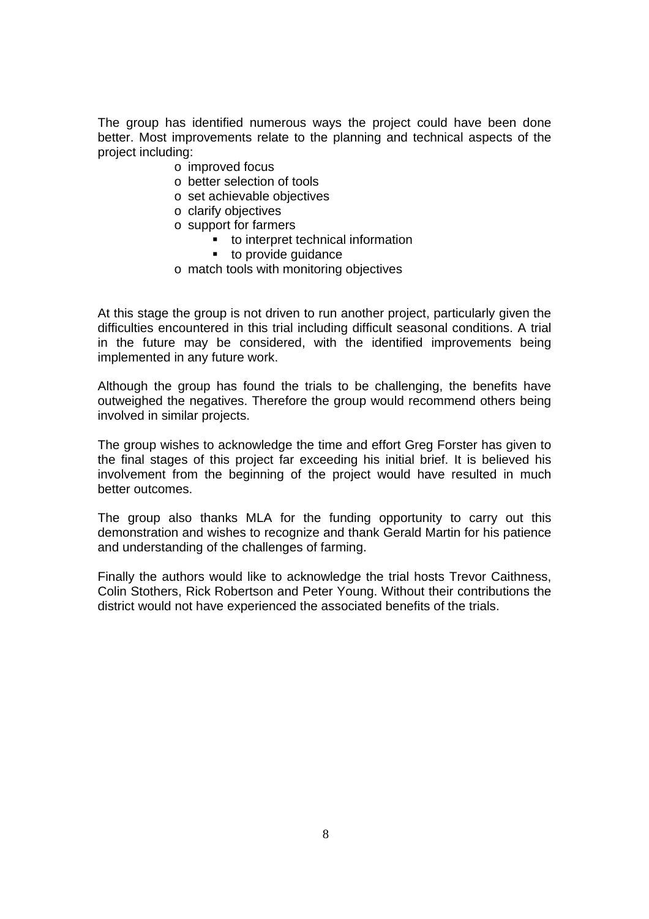The group has identified numerous ways the project could have been done better. Most improvements relate to the planning and technical aspects of the project including:

- improved focus
- better selection of tools
- set achievable objectives
- clarify objectives
- support for farmers
  - to interpret technical information
  - to provide guidance
- match tools with monitoring objectives

At this stage the group is not driven to run another project, particularly given the difficulties encountered in this trial including difficult seasonal conditions. A trial in the future may be considered, with the identified improvements being implemented in any future work.

Although the group has found the trials to be challenging, the benefits have outweighed the negatives. Therefore the group would recommend others being involved in similar projects.

The group wishes to acknowledge the time and effort Greg Forster has given to the final stages of this project far exceeding his initial brief. It is believed his involvement from the beginning of the project would have resulted in much better outcomes.

The group also thanks MLA for the funding opportunity to carry out this demonstration and wishes to recognize and thank Gerald Martin for his patience and understanding of the challenges of farming.

Finally the authors would like to acknowledge the trial hosts Trevor Caithness, Colin Stothers, Rick Robertson and Peter Young. Without their contributions the district would not have experienced the associated benefits of the trials.